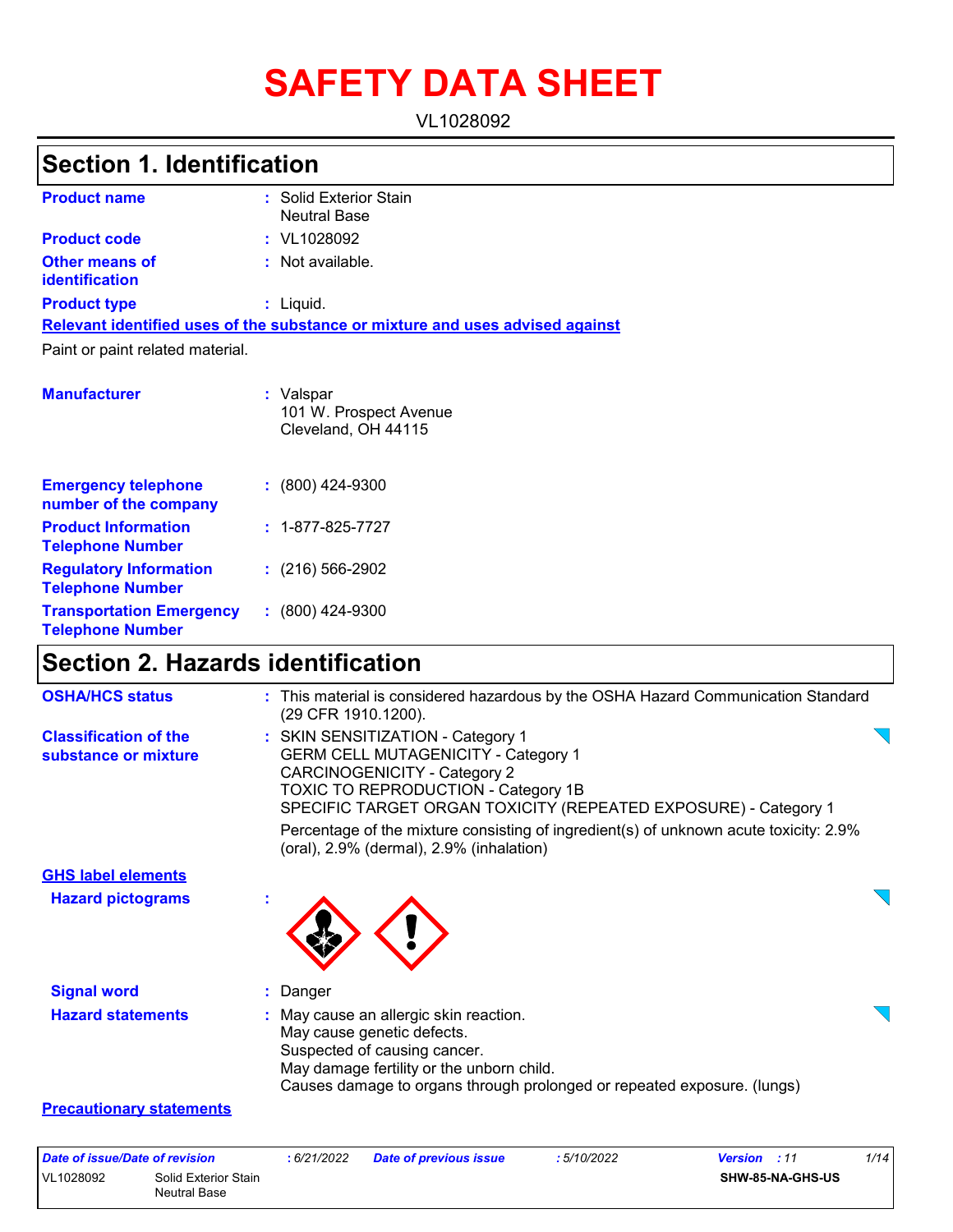# SAFETY DATA SHEET

VL1028092

## Section 1. Identification

| | | |
|---|---|---|
| **Product name** | : | Solid Exterior Stain Neutral Base |
| **Product code** | : | VL1028092 |
| **Other means of identification** | : | Not available. |
| **Product type** | : | Liquid. |

**Relevant identified uses of the substance or mixture and uses advised against**

Paint or paint related material.

| | | |
|---|---|---|
| **Manufacturer** | : | Valspar<br>101 W. Prospect Avenue<br>Cleveland, OH 44115 |
| **Emergency telephone number of the company** | : | (800) 424-9300 |
| **Product Information Telephone Number** | : | 1-877-825-7727 |
| **Regulatory Information Telephone Number** | : | (216) 566-2902 |
| **Transportation Emergency Telephone Number** | : | (800) 424-9300 |

## Section 2. Hazards identification

**OSHA/HCS status** : This material is considered hazardous by the OSHA Hazard Communication Standard (29 CFR 1910.1200).

**Classification of the substance or mixture** :
SKIN SENSITIZATION - Category 1
GERM CELL MUTAGENICITY - Category 1
CARCINOGENICITY - Category 2
TOXIC TO REPRODUCTION - Category 1B
SPECIFIC TARGET ORGAN TOXICITY (REPEATED EXPOSURE) - Category 1

Percentage of the mixture consisting of ingredient(s) of unknown acute toxicity: 2.9% (oral), 2.9% (dermal), 2.9% (inhalation)

**GHS label elements**

**Hazard pictograms** :

**Signal word** : Danger

**Hazard statements** :
May cause an allergic skin reaction.
May cause genetic defects.
Suspected of causing cancer.
May damage fertility or the unborn child.
Causes damage to organs through prolonged or repeated exposure. (lungs)

**Precautionary statements**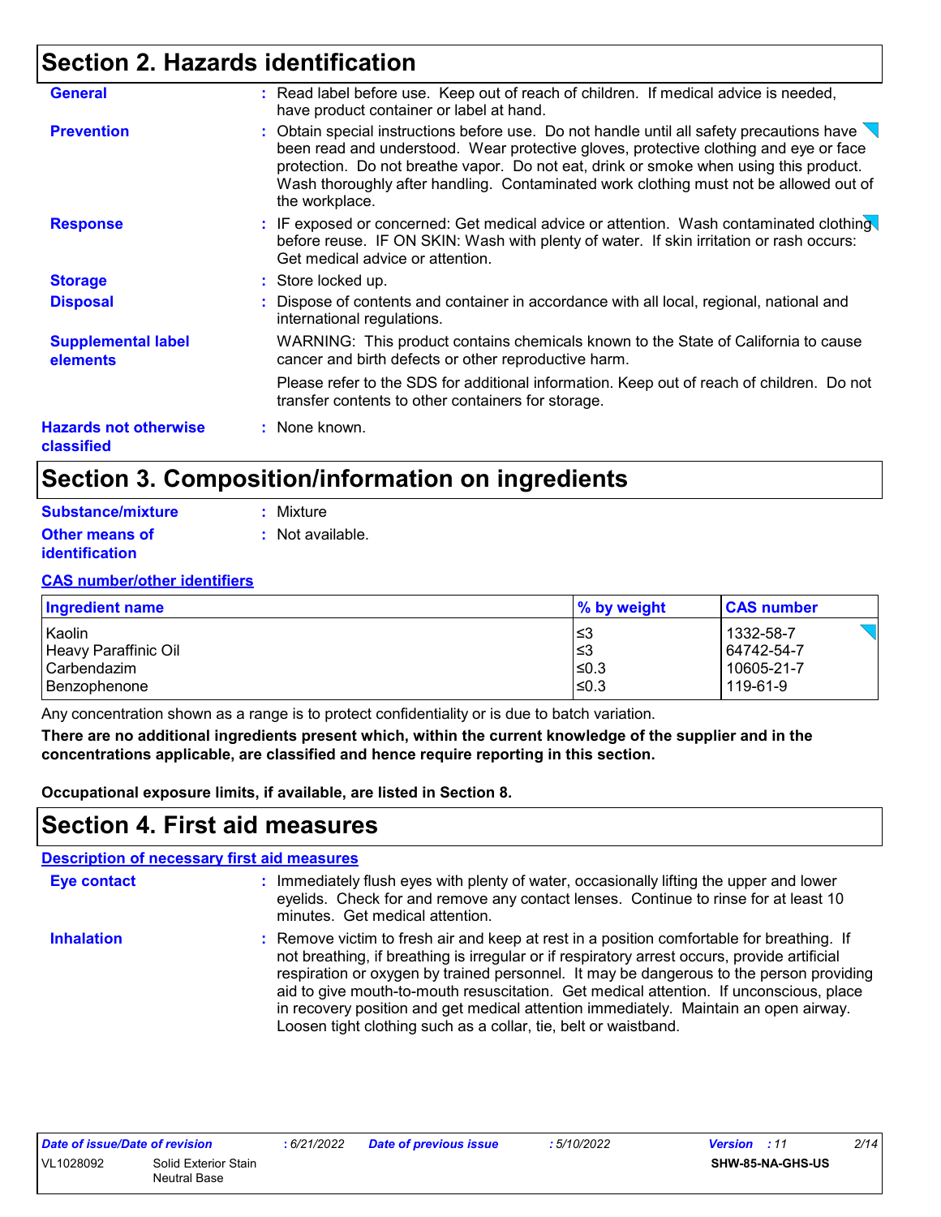## Section 2. Hazards identification

**General** : Read label before use. Keep out of reach of children. If medical advice is needed, have product container or label at hand.

**Prevention** : Obtain special instructions before use. Do not handle until all safety precautions have been read and understood. Wear protective gloves, protective clothing and eye or face protection. Do not breathe vapor. Do not eat, drink or smoke when using this product. Wash thoroughly after handling. Contaminated work clothing must not be allowed out of the workplace.

**Response** : IF exposed or concerned: Get medical advice or attention. Wash contaminated clothing before reuse. IF ON SKIN: Wash with plenty of water. If skin irritation or rash occurs: Get medical advice or attention.

**Storage** : Store locked up.

**Disposal** : Dispose of contents and container in accordance with all local, regional, national and international regulations.

**Supplemental label elements** WARNING: This product contains chemicals known to the State of California to cause cancer and birth defects or other reproductive harm.

Please refer to the SDS for additional information. Keep out of reach of children. Do not transfer contents to other containers for storage.

**Hazards not otherwise classified** : None known.

## Section 3. Composition/information on ingredients

**Substance/mixture** : Mixture

**Other means of identification** : Not available.

**CAS number/other identifiers**

| Ingredient name | % by weight | CAS number |
|---|---|---|
| Kaolin | ≤3 | 1332-58-7 |
| Heavy Paraffinic Oil | ≤3 | 64742-54-7 |
| Carbendazim | ≤0.3 | 10605-21-7 |
| Benzophenone | ≤0.3 | 119-61-9 |

Any concentration shown as a range is to protect confidentiality or is due to batch variation.

**There are no additional ingredients present which, within the current knowledge of the supplier and in the concentrations applicable, are classified and hence require reporting in this section.**

**Occupational exposure limits, if available, are listed in Section 8.**

## Section 4. First aid measures

**Description of necessary first aid measures**

**Eye contact** : Immediately flush eyes with plenty of water, occasionally lifting the upper and lower eyelids. Check for and remove any contact lenses. Continue to rinse for at least 10 minutes. Get medical attention.

**Inhalation** : Remove victim to fresh air and keep at rest in a position comfortable for breathing. If not breathing, if breathing is irregular or if respiratory arrest occurs, provide artificial respiration or oxygen by trained personnel. It may be dangerous to the person providing aid to give mouth-to-mouth resuscitation. Get medical attention. If unconscious, place in recovery position and get medical attention immediately. Maintain an open airway. Loosen tight clothing such as a collar, tie, belt or waistband.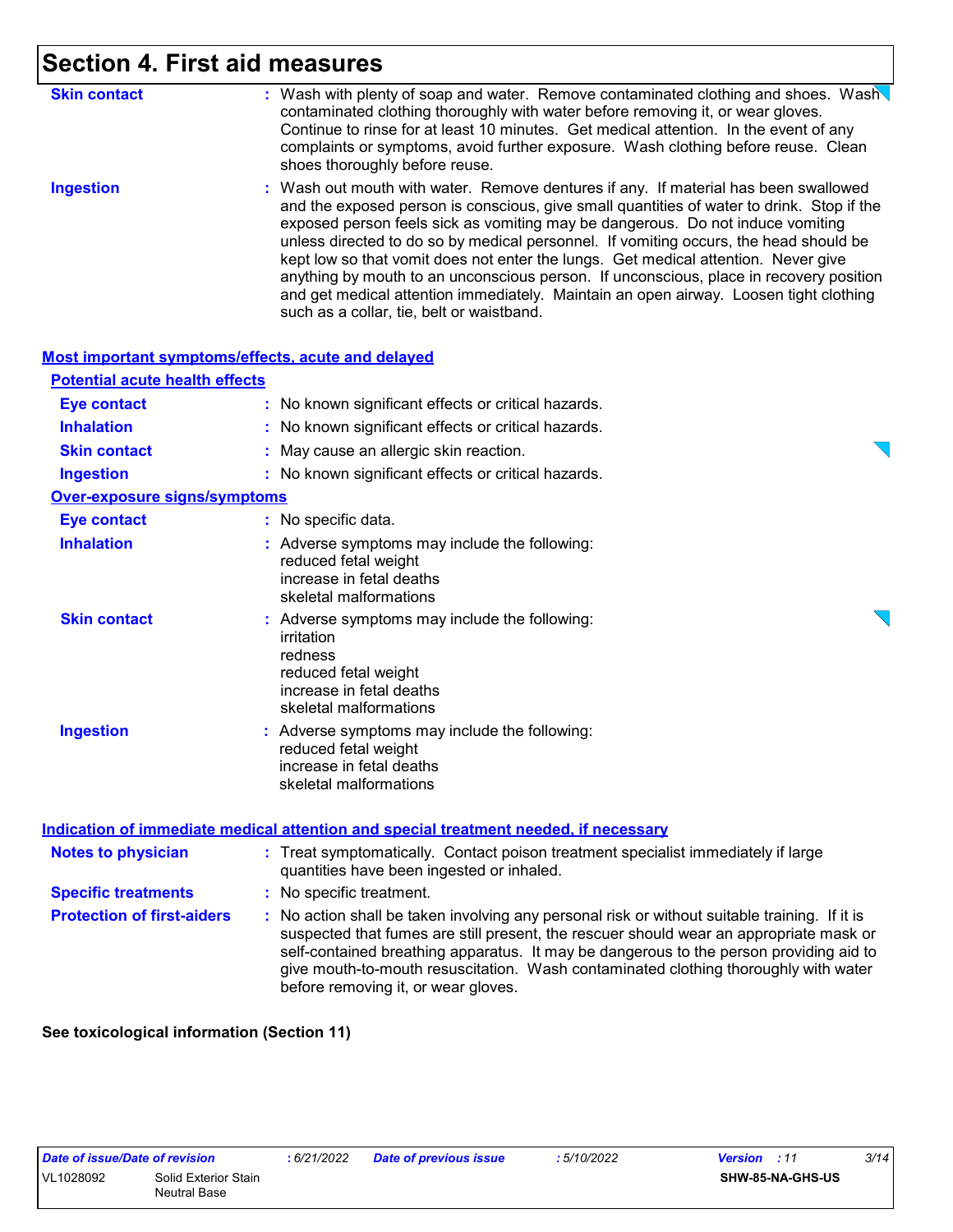# Section 4. First aid measures

**Skin contact** : Wash with plenty of soap and water. Remove contaminated clothing and shoes. Wash contaminated clothing thoroughly with water before removing it, or wear gloves. Continue to rinse for at least 10 minutes. Get medical attention. In the event of any complaints or symptoms, avoid further exposure. Wash clothing before reuse. Clean shoes thoroughly before reuse.

**Ingestion** : Wash out mouth with water. Remove dentures if any. If material has been swallowed and the exposed person is conscious, give small quantities of water to drink. Stop if the exposed person feels sick as vomiting may be dangerous. Do not induce vomiting unless directed to do so by medical personnel. If vomiting occurs, the head should be kept low so that vomit does not enter the lungs. Get medical attention. Never give anything by mouth to an unconscious person. If unconscious, place in recovery position and get medical attention immediately. Maintain an open airway. Loosen tight clothing such as a collar, tie, belt or waistband.

## Most important symptoms/effects, acute and delayed

### Potential acute health effects

**Eye contact** : No known significant effects or critical hazards.

**Inhalation** : No known significant effects or critical hazards.

**Skin contact** : May cause an allergic skin reaction.

**Ingestion** : No known significant effects or critical hazards.

### Over-exposure signs/symptoms

**Eye contact** : No specific data.

**Inhalation** : Adverse symptoms may include the following:
reduced fetal weight
increase in fetal deaths
skeletal malformations

**Skin contact** : Adverse symptoms may include the following:
irritation
redness
reduced fetal weight
increase in fetal deaths
skeletal malformations

**Ingestion** : Adverse symptoms may include the following:
reduced fetal weight
increase in fetal deaths
skeletal malformations

## Indication of immediate medical attention and special treatment needed, if necessary

**Notes to physician** : Treat symptomatically. Contact poison treatment specialist immediately if large quantities have been ingested or inhaled.

**Specific treatments** : No specific treatment.

**Protection of first-aiders** : No action shall be taken involving any personal risk or without suitable training. If it is suspected that fumes are still present, the rescuer should wear an appropriate mask or self-contained breathing apparatus. It may be dangerous to the person providing aid to give mouth-to-mouth resuscitation. Wash contaminated clothing thoroughly with water before removing it, or wear gloves.

**See toxicological information (Section 11)**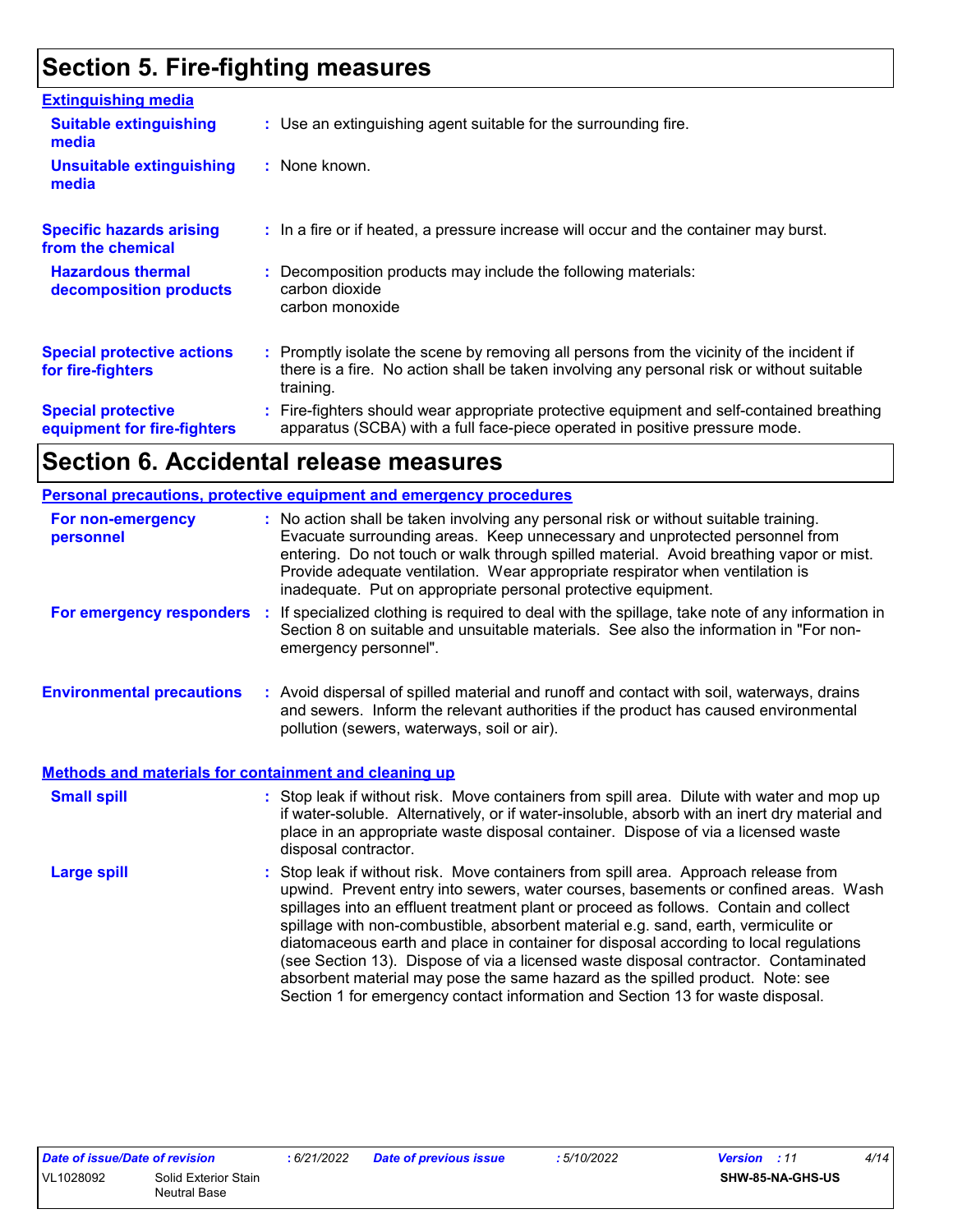# Section 5. Fire-fighting measures

**Extinguishing media**

**Suitable extinguishing media** : Use an extinguishing agent suitable for the surrounding fire.

**Unsuitable extinguishing media** : None known.

**Specific hazards arising from the chemical** : In a fire or if heated, a pressure increase will occur and the container may burst.

**Hazardous thermal decomposition products** : Decomposition products may include the following materials:
carbon dioxide
carbon monoxide

**Special protective actions for fire-fighters** : Promptly isolate the scene by removing all persons from the vicinity of the incident if there is a fire. No action shall be taken involving any personal risk or without suitable training.

**Special protective equipment for fire-fighters** : Fire-fighters should wear appropriate protective equipment and self-contained breathing apparatus (SCBA) with a full face-piece operated in positive pressure mode.

# Section 6. Accidental release measures

**Personal precautions, protective equipment and emergency procedures**

**For non-emergency personnel** : No action shall be taken involving any personal risk or without suitable training. Evacuate surrounding areas. Keep unnecessary and unprotected personnel from entering. Do not touch or walk through spilled material. Avoid breathing vapor or mist. Provide adequate ventilation. Wear appropriate respirator when ventilation is inadequate. Put on appropriate personal protective equipment.

**For emergency responders** : If specialized clothing is required to deal with the spillage, take note of any information in Section 8 on suitable and unsuitable materials. See also the information in "For non-emergency personnel".

**Environmental precautions** : Avoid dispersal of spilled material and runoff and contact with soil, waterways, drains and sewers. Inform the relevant authorities if the product has caused environmental pollution (sewers, waterways, soil or air).

**Methods and materials for containment and cleaning up**

**Small spill** : Stop leak if without risk. Move containers from spill area. Dilute with water and mop up if water-soluble. Alternatively, or if water-insoluble, absorb with an inert dry material and place in an appropriate waste disposal container. Dispose of via a licensed waste disposal contractor.

**Large spill** : Stop leak if without risk. Move containers from spill area. Approach release from upwind. Prevent entry into sewers, water courses, basements or confined areas. Wash spillages into an effluent treatment plant or proceed as follows. Contain and collect spillage with non-combustible, absorbent material e.g. sand, earth, vermiculite or diatomaceous earth and place in container for disposal according to local regulations (see Section 13). Dispose of via a licensed waste disposal contractor. Contaminated absorbent material may pose the same hazard as the spilled product. Note: see Section 1 for emergency contact information and Section 13 for waste disposal.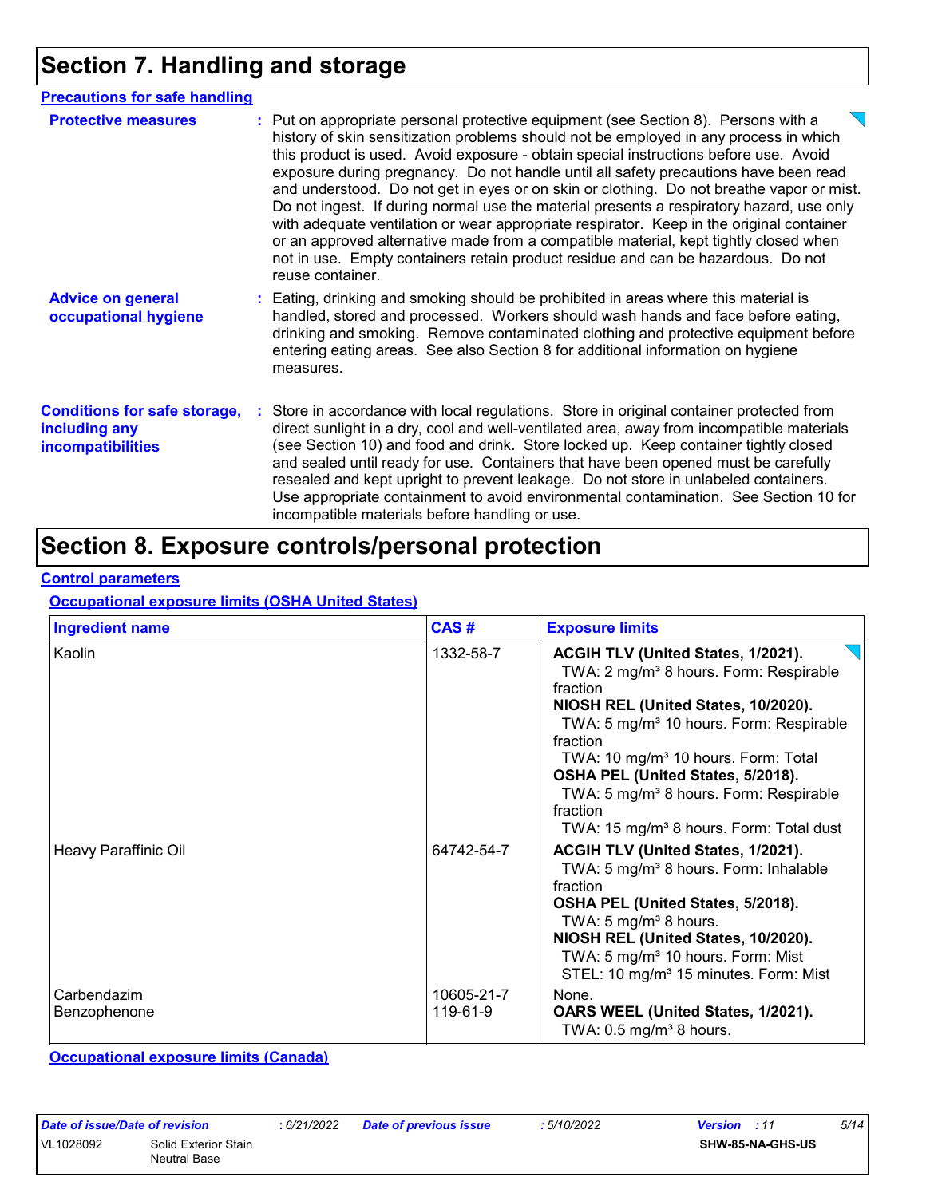# Section 7. Handling and storage

## Precautions for safe handling

**Protective measures** : Put on appropriate personal protective equipment (see Section 8). Persons with a history of skin sensitization problems should not be employed in any process in which this product is used. Avoid exposure - obtain special instructions before use. Avoid exposure during pregnancy. Do not handle until all safety precautions have been read and understood. Do not get in eyes or on skin or clothing. Do not breathe vapor or mist. Do not ingest. If during normal use the material presents a respiratory hazard, use only with adequate ventilation or wear appropriate respirator. Keep in the original container or an approved alternative made from a compatible material, kept tightly closed when not in use. Empty containers retain product residue and can be hazardous. Do not reuse container.

**Advice on general occupational hygiene** : Eating, drinking and smoking should be prohibited in areas where this material is handled, stored and processed. Workers should wash hands and face before eating, drinking and smoking. Remove contaminated clothing and protective equipment before entering eating areas. See also Section 8 for additional information on hygiene measures.

**Conditions for safe storage, including any incompatibilities** : Store in accordance with local regulations. Store in original container protected from direct sunlight in a dry, cool and well-ventilated area, away from incompatible materials (see Section 10) and food and drink. Store locked up. Keep container tightly closed and sealed until ready for use. Containers that have been opened must be carefully resealed and kept upright to prevent leakage. Do not store in unlabeled containers. Use appropriate containment to avoid environmental contamination. See Section 10 for incompatible materials before handling or use.

# Section 8. Exposure controls/personal protection

## Control parameters

### Occupational exposure limits (OSHA United States)

| Ingredient name | CAS # | Exposure limits |
|---|---|---|
| Kaolin | 1332-58-7 | **ACGIH TLV (United States, 1/2021).**<br>TWA: 2 mg/m³ 8 hours. Form: Respirable fraction<br>**NIOSH REL (United States, 10/2020).**<br>TWA: 5 mg/m³ 10 hours. Form: Respirable fraction<br>TWA: 10 mg/m³ 10 hours. Form: Total<br>**OSHA PEL (United States, 5/2018).**<br>TWA: 5 mg/m³ 8 hours. Form: Respirable fraction<br>TWA: 15 mg/m³ 8 hours. Form: Total dust |
| Heavy Paraffinic Oil | 64742-54-7 | **ACGIH TLV (United States, 1/2021).**<br>TWA: 5 mg/m³ 8 hours. Form: Inhalable fraction<br>**OSHA PEL (United States, 5/2018).**<br>TWA: 5 mg/m³ 8 hours.<br>**NIOSH REL (United States, 10/2020).**<br>TWA: 5 mg/m³ 10 hours. Form: Mist<br>STEL: 10 mg/m³ 15 minutes. Form: Mist |
| Carbendazim | 10605-21-7 | None. |
| Benzophenone | 119-61-9 | **OARS WEEL (United States, 1/2021).**<br>TWA: 0.5 mg/m³ 8 hours. |

### Occupational exposure limits (Canada)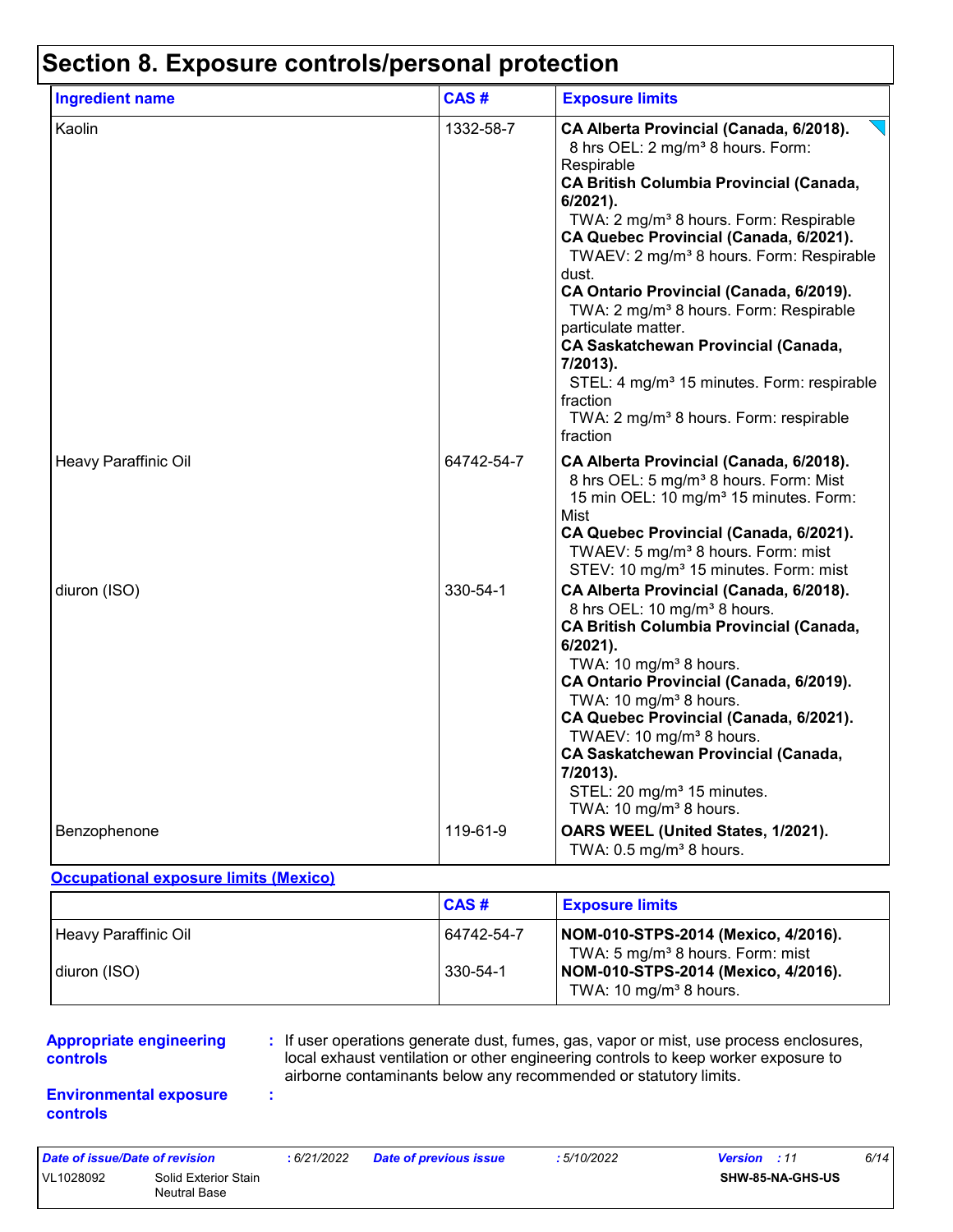# Section 8. Exposure controls/personal protection

| Ingredient name | CAS # | Exposure limits |
|---|---|---|
| Kaolin | 1332-58-7 | **CA Alberta Provincial (Canada, 6/2018).**<br>8 hrs OEL: 2 mg/m³ 8 hours. Form: Respirable<br>**CA British Columbia Provincial (Canada, 6/2021).**<br>TWA: 2 mg/m³ 8 hours. Form: Respirable<br>**CA Quebec Provincial (Canada, 6/2021).**<br>TWAEV: 2 mg/m³ 8 hours. Form: Respirable dust.<br>**CA Ontario Provincial (Canada, 6/2019).**<br>TWA: 2 mg/m³ 8 hours. Form: Respirable particulate matter.<br>**CA Saskatchewan Provincial (Canada, 7/2013).**<br>STEL: 4 mg/m³ 15 minutes. Form: respirable fraction<br>TWA: 2 mg/m³ 8 hours. Form: respirable fraction |
| Heavy Paraffinic Oil | 64742-54-7 | **CA Alberta Provincial (Canada, 6/2018).**<br>8 hrs OEL: 5 mg/m³ 8 hours. Form: Mist<br>15 min OEL: 10 mg/m³ 15 minutes. Form: Mist<br>**CA Quebec Provincial (Canada, 6/2021).**<br>TWAEV: 5 mg/m³ 8 hours. Form: mist<br>STEV: 10 mg/m³ 15 minutes. Form: mist |
| diuron (ISO) | 330-54-1 | **CA Alberta Provincial (Canada, 6/2018).**<br>8 hrs OEL: 10 mg/m³ 8 hours.<br>**CA British Columbia Provincial (Canada, 6/2021).**<br>TWA: 10 mg/m³ 8 hours.<br>**CA Ontario Provincial (Canada, 6/2019).**<br>TWA: 10 mg/m³ 8 hours.<br>**CA Quebec Provincial (Canada, 6/2021).**<br>TWAEV: 10 mg/m³ 8 hours.<br>**CA Saskatchewan Provincial (Canada, 7/2013).**<br>STEL: 20 mg/m³ 15 minutes.<br>TWA: 10 mg/m³ 8 hours. |
| Benzophenone | 119-61-9 | **OARS WEEL (United States, 1/2021).**<br>TWA: 0.5 mg/m³ 8 hours. |

**Occupational exposure limits (Mexico)**

| | CAS # | Exposure limits |
|---|---|---|
| Heavy Paraffinic Oil | 64742-54-7 | **NOM-010-STPS-2014 (Mexico, 4/2016).**<br>TWA: 5 mg/m³ 8 hours. Form: mist |
| diuron (ISO) | 330-54-1 | **NOM-010-STPS-2014 (Mexico, 4/2016).**<br>TWA: 10 mg/m³ 8 hours. |

**Appropriate engineering controls** : If user operations generate dust, fumes, gas, vapor or mist, use process enclosures, local exhaust ventilation or other engineering controls to keep worker exposure to airborne contaminants below any recommended or statutory limits.

**Environmental exposure controls** :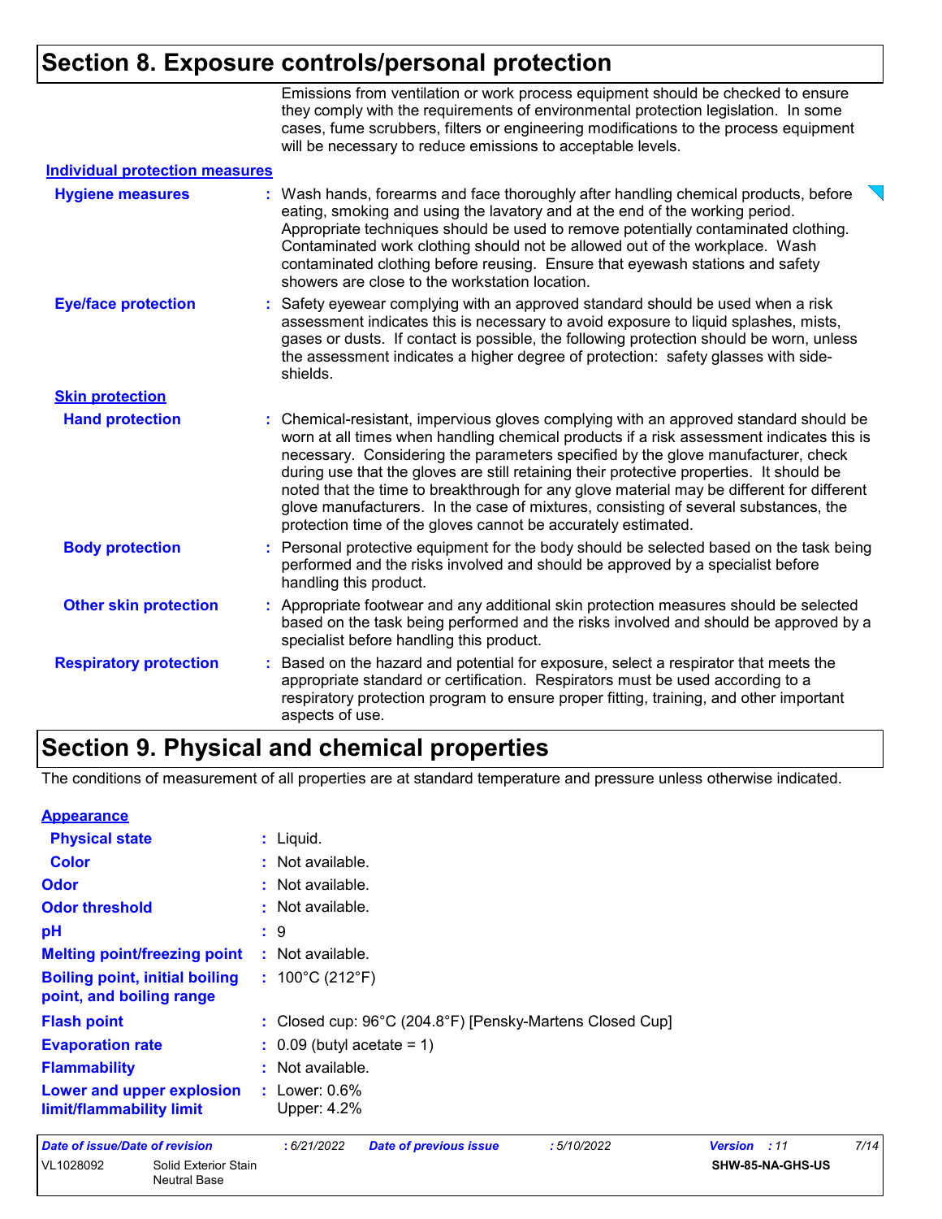## Section 8. Exposure controls/personal protection

Emissions from ventilation or work process equipment should be checked to ensure they comply with the requirements of environmental protection legislation. In some cases, fume scrubbers, filters or engineering modifications to the process equipment will be necessary to reduce emissions to acceptable levels.

**Individual protection measures**

**Hygiene measures** : Wash hands, forearms and face thoroughly after handling chemical products, before eating, smoking and using the lavatory and at the end of the working period. Appropriate techniques should be used to remove potentially contaminated clothing. Contaminated work clothing should not be allowed out of the workplace. Wash contaminated clothing before reusing. Ensure that eyewash stations and safety showers are close to the workstation location.

**Eye/face protection** : Safety eyewear complying with an approved standard should be used when a risk assessment indicates this is necessary to avoid exposure to liquid splashes, mists, gases or dusts. If contact is possible, the following protection should be worn, unless the assessment indicates a higher degree of protection: safety glasses with side-shields.

**Skin protection**

**Hand protection** : Chemical-resistant, impervious gloves complying with an approved standard should be worn at all times when handling chemical products if a risk assessment indicates this is necessary. Considering the parameters specified by the glove manufacturer, check during use that the gloves are still retaining their protective properties. It should be noted that the time to breakthrough for any glove material may be different for different glove manufacturers. In the case of mixtures, consisting of several substances, the protection time of the gloves cannot be accurately estimated.

**Body protection** : Personal protective equipment for the body should be selected based on the task being performed and the risks involved and should be approved by a specialist before handling this product.

**Other skin protection** : Appropriate footwear and any additional skin protection measures should be selected based on the task being performed and the risks involved and should be approved by a specialist before handling this product.

**Respiratory protection** : Based on the hazard and potential for exposure, select a respirator that meets the appropriate standard or certification. Respirators must be used according to a respiratory protection program to ensure proper fitting, training, and other important aspects of use.

## Section 9. Physical and chemical properties

The conditions of measurement of all properties are at standard temperature and pressure unless otherwise indicated.

**Appearance**

**Physical state** : Liquid.

**Color** : Not available.

**Odor** : Not available.

**Odor threshold** : Not available.

**pH** : 9

**Melting point/freezing point** : Not available.

**Boiling point, initial boiling point, and boiling range** : 100°C (212°F)

**Flash point** : Closed cup: 96°C (204.8°F) [Pensky-Martens Closed Cup]

**Evaporation rate** : 0.09 (butyl acetate = 1)

**Flammability** : Not available.

**Lower and upper explosion limit/flammability limit** : Lower: 0.6%
Upper: 4.2%

*Date of issue/Date of revision* : 6/21/2022 *Date of previous issue* : 5/10/2022 *Version* : 11

VL1028092 Solid Exterior Stain Neutral Base SHW-85-NA-GHS-US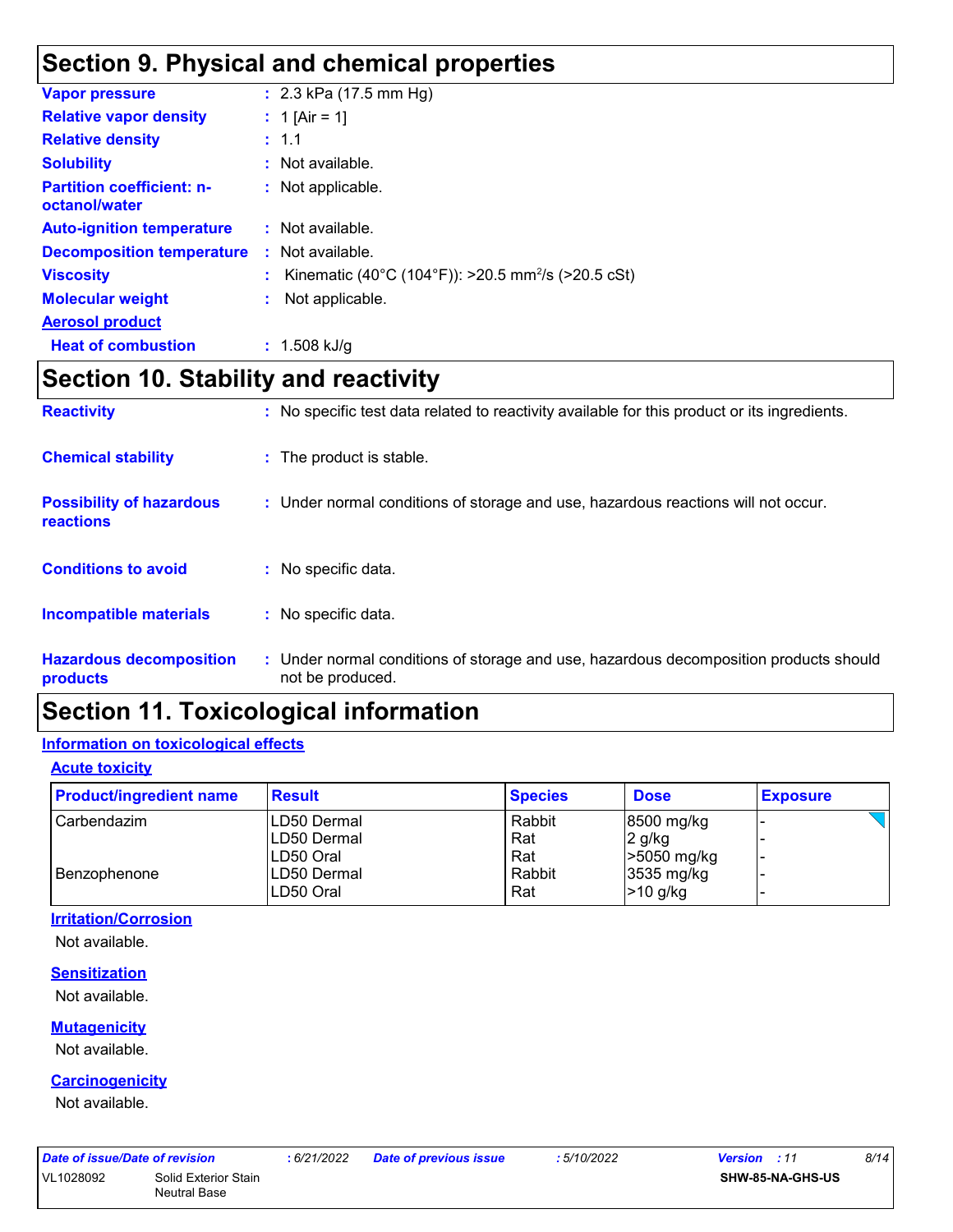## Section 9. Physical and chemical properties

**Vapor pressure** : 2.3 kPa (17.5 mm Hg)

**Relative vapor density** : 1 [Air = 1]

**Relative density** : 1.1

**Solubility** : Not available.

**Partition coefficient: n-octanol/water** : Not applicable.

**Auto-ignition temperature** : Not available.

**Decomposition temperature** : Not available.

**Viscosity** : Kinematic (40°C (104°F)): >20.5 $mm^2/s$ (>20.5 cSt)

**Molecular weight** : Not applicable.

**Aerosol product**

**Heat of combustion** : 1.508 kJ/g

## Section 10. Stability and reactivity

**Reactivity** : No specific test data related to reactivity available for this product or its ingredients.

**Chemical stability** : The product is stable.

**Possibility of hazardous reactions** : Under normal conditions of storage and use, hazardous reactions will not occur.

**Conditions to avoid** : No specific data.

**Incompatible materials** : No specific data.

**Hazardous decomposition products** : Under normal conditions of storage and use, hazardous decomposition products should not be produced.

## Section 11. Toxicological information

### Information on toxicological effects

#### Acute toxicity

| Product/ingredient name | Result | Species | Dose | Exposure |
|---|---|---|---|---|
| Carbendazim | LD50 Dermal | Rabbit | 8500 mg/kg | - |
| | LD50 Dermal | Rat | 2 g/kg | - |
| | LD50 Oral | Rat | >5050 mg/kg | - |
| Benzophenone | LD50 Dermal | Rabbit | 3535 mg/kg | - |
| | LD50 Oral | Rat | >10 g/kg | - |

#### Irritation/Corrosion

Not available.

#### Sensitization

Not available.

#### Mutagenicity

Not available.

#### Carcinogenicity

Not available.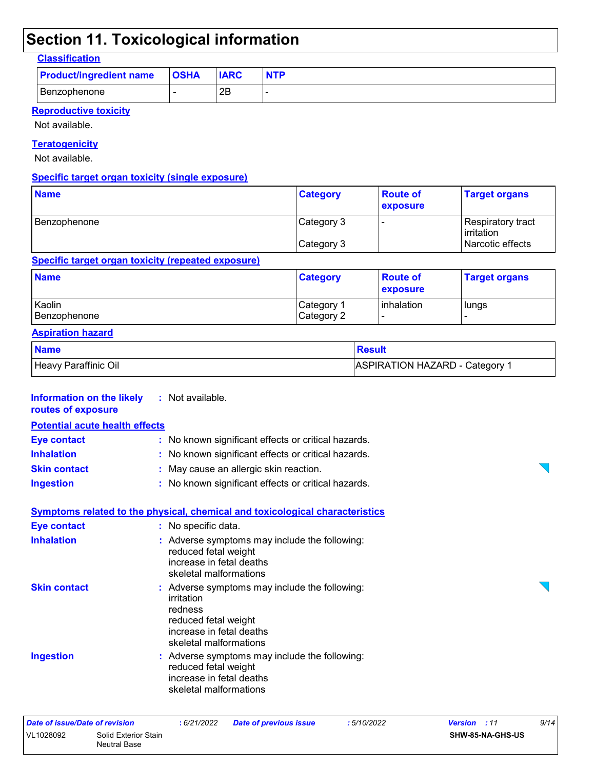# Section 11. Toxicological information

**Classification**

| Product/ingredient name | OSHA | IARC | NTP |
|---|---|---|---|
| Benzophenone | - | 2B | - |

**Reproductive toxicity**

Not available.

**Teratogenicity**

Not available.

**Specific target organ toxicity (single exposure)**

| Name | Category | Route of exposure | Target organs |
|---|---|---|---|
| Benzophenone | Category 3 | - | Respiratory tract irritation |
| | Category 3 | | Narcotic effects |

**Specific target organ toxicity (repeated exposure)**

| Name | Category | Route of exposure | Target organs |
|---|---|---|---|
| Kaolin | Category 1 | inhalation | lungs |
| Benzophenone | Category 2 | - | - |

**Aspiration hazard**

| Name | Result |
|---|---|
| Heavy Paraffinic Oil | ASPIRATION HAZARD - Category 1 |

**Information on the likely routes of exposure** : Not available.

**Potential acute health effects**

**Eye contact** : No known significant effects or critical hazards.

**Inhalation** : No known significant effects or critical hazards.

**Skin contact** : May cause an allergic skin reaction.

**Ingestion** : No known significant effects or critical hazards.

**Symptoms related to the physical, chemical and toxicological characteristics**

**Eye contact** : No specific data.

**Inhalation** : Adverse symptoms may include the following:
reduced fetal weight
increase in fetal deaths
skeletal malformations

**Skin contact** : Adverse symptoms may include the following:
irritation
redness
reduced fetal weight
increase in fetal deaths
skeletal malformations

**Ingestion** : Adverse symptoms may include the following:
reduced fetal weight
increase in fetal deaths
skeletal malformations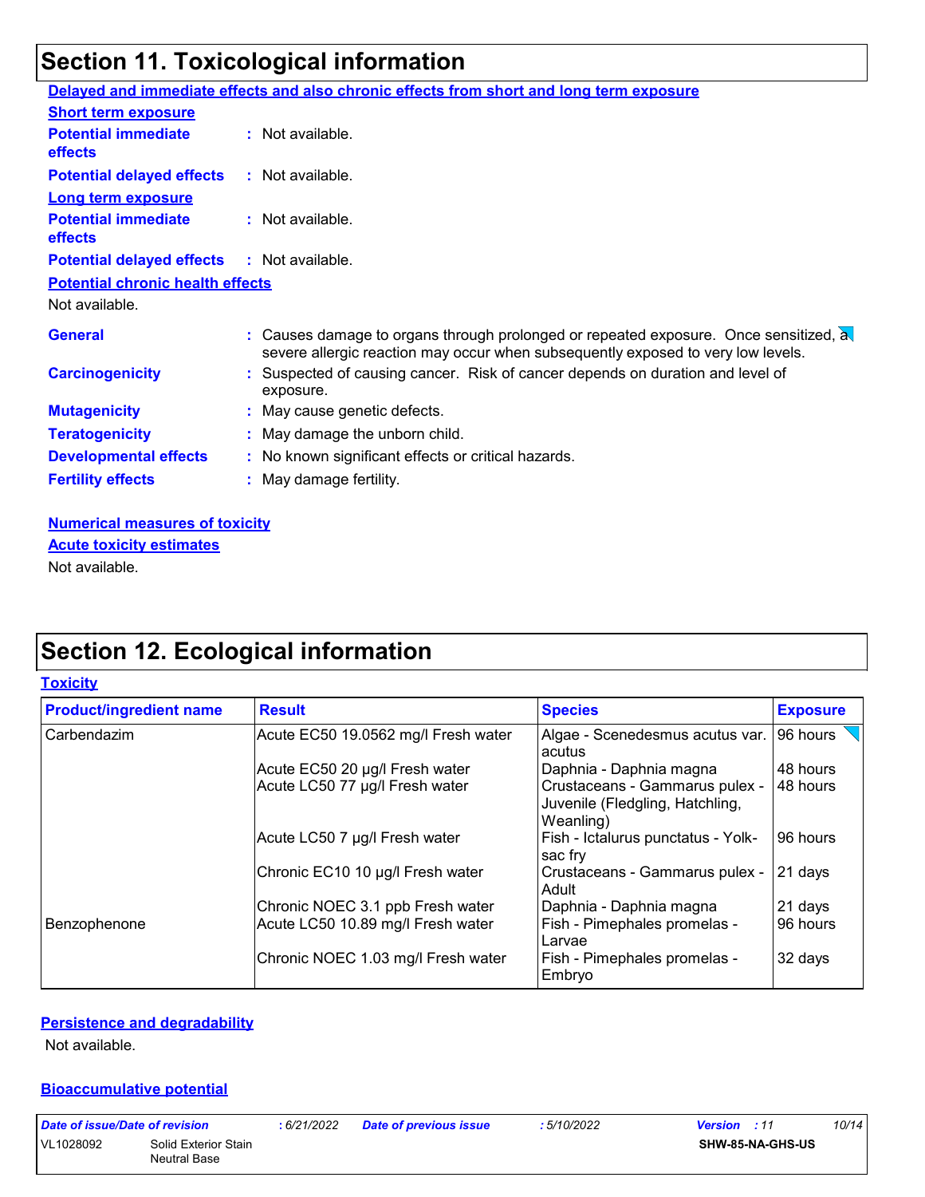## Section 11. Toxicological information

**Delayed and immediate effects and also chronic effects from short and long term exposure**

**Short term exposure**

**Potential immediate effects** : Not available.

**Potential delayed effects** : Not available.

**Long term exposure**

**Potential immediate effects** : Not available.

**Potential delayed effects** : Not available.

**Potential chronic health effects**

Not available.

**General** : Causes damage to organs through prolonged or repeated exposure. Once sensitized, a severe allergic reaction may occur when subsequently exposed to very low levels.

**Carcinogenicity** : Suspected of causing cancer. Risk of cancer depends on duration and level of exposure.

**Mutagenicity** : May cause genetic defects.

**Teratogenicity** : May damage the unborn child.

**Developmental effects** : No known significant effects or critical hazards.

**Fertility effects** : May damage fertility.

**Numerical measures of toxicity**

**Acute toxicity estimates**

Not available.

## Section 12. Ecological information

**Toxicity**

| Product/ingredient name | Result | Species | Exposure |
|---|---|---|---|
| Carbendazim | Acute EC50 19.0562 mg/l Fresh water | Algae - Scenedesmus acutus var. acutus | 96 hours |
| | Acute EC50 20 µg/l Fresh water | Daphnia - Daphnia magna | 48 hours |
| | Acute LC50 77 µg/l Fresh water | Crustaceans - Gammarus pulex - Juvenile (Fledgling, Hatchling, Weanling) | 48 hours |
| | Acute LC50 7 µg/l Fresh water | Fish - Ictalurus punctatus - Yolk-sac fry | 96 hours |
| | Chronic EC10 10 µg/l Fresh water | Crustaceans - Gammarus pulex - Adult | 21 days |
| | Chronic NOEC 3.1 ppb Fresh water | Daphnia - Daphnia magna | 21 days |
| Benzophenone | Acute LC50 10.89 mg/l Fresh water | Fish - Pimephales promelas - Larvae | 96 hours |
| | Chronic NOEC 1.03 mg/l Fresh water | Fish - Pimephales promelas - Embryo | 32 days |

**Persistence and degradability**

Not available.

**Bioaccumulative potential**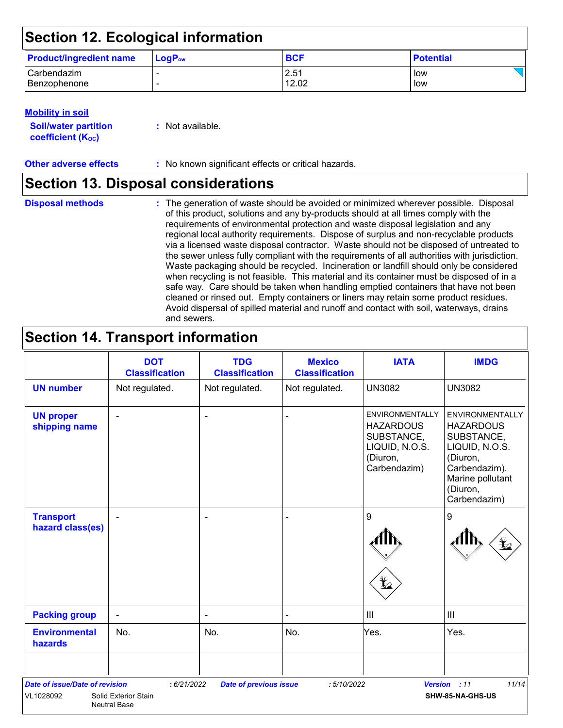## Section 12. Ecological information

| Product/ingredient name | $LogP_{ow}$ | BCF | Potential |
|---|---|---|---|
| Carbendazim | - | 2.51 | low |
| Benzophenone | - | 12.02 | low |

**Mobility in soil**

**Soil/water partition coefficient ($K_{OC}$)** : Not available.

**Other adverse effects** : No known significant effects or critical hazards.

## Section 13. Disposal considerations

**Disposal methods** : The generation of waste should be avoided or minimized wherever possible. Disposal of this product, solutions and any by-products should at all times comply with the requirements of environmental protection and waste disposal legislation and any regional local authority requirements. Dispose of surplus and non-recyclable products via a licensed waste disposal contractor. Waste should not be disposed of untreated to the sewer unless fully compliant with the requirements of all authorities with jurisdiction. Waste packaging should be recycled. Incineration or landfill should only be considered when recycling is not feasible. This material and its container must be disposed of in a safe way. Care should be taken when handling emptied containers that have not been cleaned or rinsed out. Empty containers or liners may retain some product residues. Avoid dispersal of spilled material and runoff and contact with soil, waterways, drains and sewers.

## Section 14. Transport information

| | DOT Classification | TDG Classification | Mexico Classification | IATA | IMDG |
|---|---|---|---|---|---|
| UN number | Not regulated. | Not regulated. | Not regulated. | UN3082 | UN3082 |
| UN proper shipping name | - | - | - | ENVIRONMENTALLY HAZARDOUS SUBSTANCE, LIQUID, N.O.S. (Diuron, Carbendazim) | ENVIRONMENTALLY HAZARDOUS SUBSTANCE, LIQUID, N.O.S. (Diuron, Carbendazim). Marine pollutant (Diuron, Carbendazim) |
| Transport hazard class(es) | - | - | - | 9 | 9 |
| Packing group | - | - | - | III | III |
| Environmental hazards | No. | No. | No. | Yes. | Yes. |

*Date of issue/Date of revision* : 6/21/2022 *Date of previous issue* : 5/10/2022 *Version* : 11

VL1028092 Solid Exterior Stain Neutral Base SHW-85-NA-GHS-US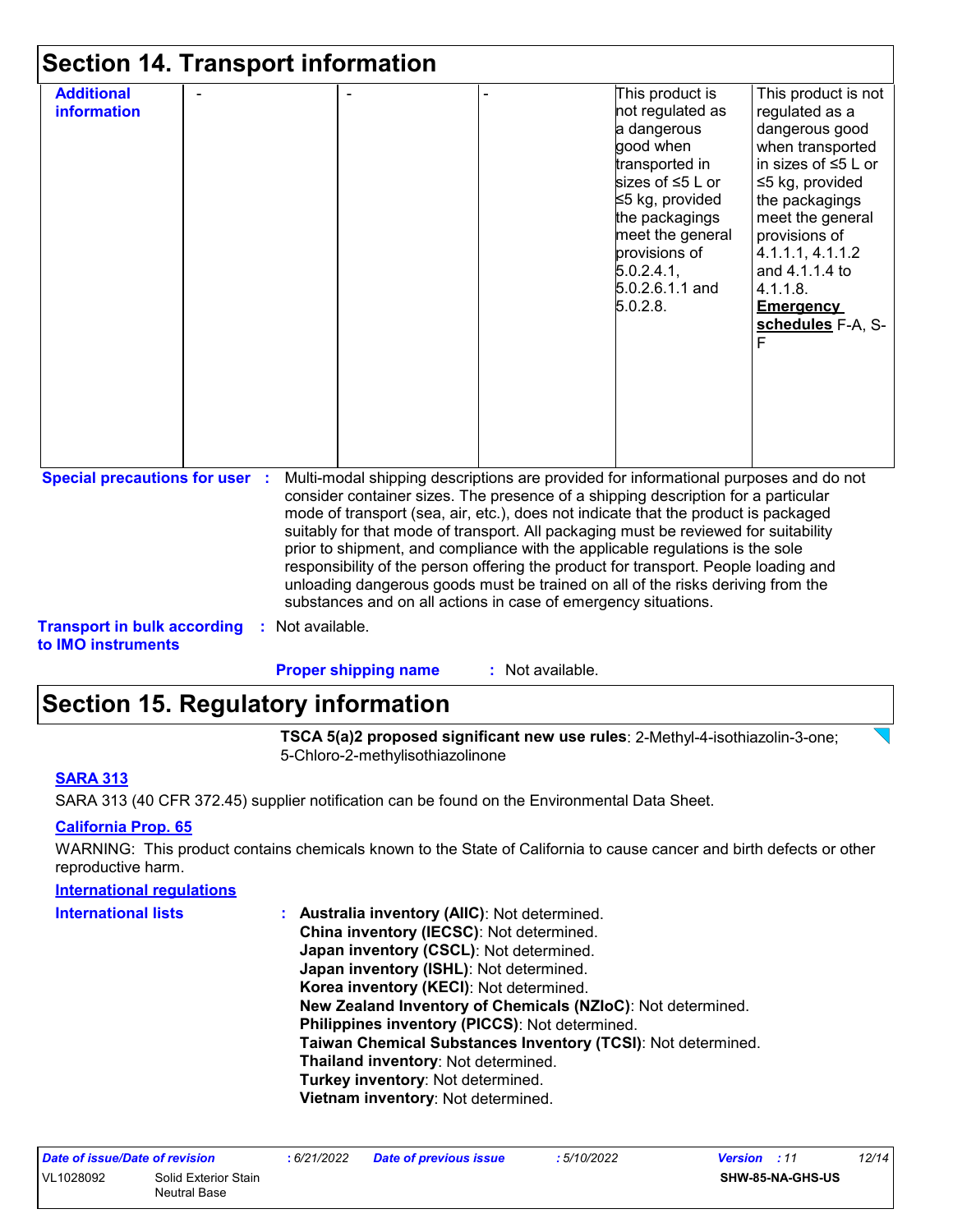## Section 14. Transport information

| Additional information | - | - | - | This product is not regulated as a dangerous good when transported in sizes of ≤5 L or ≤5 kg, provided the packagings meet the general provisions of 5.0.2.4.1, 5.0.2.6.1.1 and 5.0.2.8. | This product is not regulated as a dangerous good when transported in sizes of ≤5 L or ≤5 kg, provided the packagings meet the general provisions of 4.1.1.1, 4.1.1.2 and 4.1.1.4 to 4.1.1.8. **Emergency schedules** F-A, S-F |
|---|---|---|---|---|---|

**Special precautions for user** : Multi-modal shipping descriptions are provided for informational purposes and do not consider container sizes. The presence of a shipping description for a particular mode of transport (sea, air, etc.), does not indicate that the product is packaged suitably for that mode of transport. All packaging must be reviewed for suitability prior to shipment, and compliance with the applicable regulations is the sole responsibility of the person offering the product for transport. People loading and unloading dangerous goods must be trained on all of the risks deriving from the substances and on all actions in case of emergency situations.

**Transport in bulk according to IMO instruments** : Not available.

**Proper shipping name** : Not available.

## Section 15. Regulatory information

**TSCA 5(a)2 proposed significant new use rules**: 2-Methyl-4-isothiazolin-3-one; 5-Chloro-2-methylisothiazolinone

**SARA 313**

SARA 313 (40 CFR 372.45) supplier notification can be found on the Environmental Data Sheet.

**California Prop. 65**

WARNING: This product contains chemicals known to the State of California to cause cancer and birth defects or other reproductive harm.

**International regulations**

**International lists** :
**Australia inventory (AIIC)**: Not determined.
**China inventory (IECSC)**: Not determined.
**Japan inventory (CSCL)**: Not determined.
**Japan inventory (ISHL)**: Not determined.
**Korea inventory (KECI)**: Not determined.
**New Zealand Inventory of Chemicals (NZIoC)**: Not determined.
**Philippines inventory (PICCS)**: Not determined.
**Taiwan Chemical Substances Inventory (TCSI)**: Not determined.
**Thailand inventory**: Not determined.
**Turkey inventory**: Not determined.
**Vietnam inventory**: Not determined.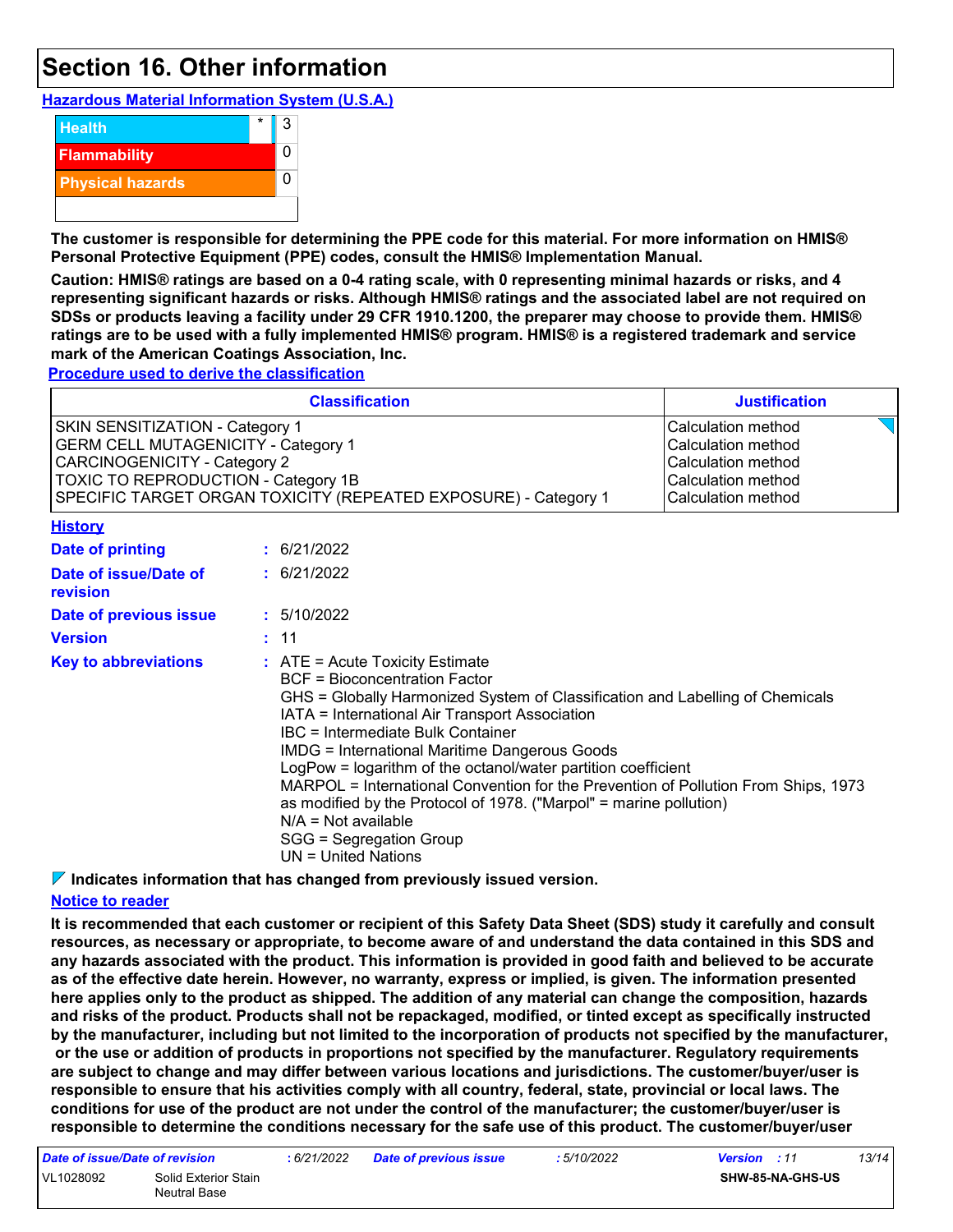# Section 16. Other information

**Hazardous Material Information System (U.S.A.)**

| | | |
|---|---|---|
| Health | * | 3 |
| Flammability | | 0 |
| Physical hazards | | 0 |

**The customer is responsible for determining the PPE code for this material. For more information on HMIS® Personal Protective Equipment (PPE) codes, consult the HMIS® Implementation Manual.**

**Caution: HMIS® ratings are based on a 0-4 rating scale, with 0 representing minimal hazards or risks, and 4 representing significant hazards or risks. Although HMIS® ratings and the associated label are not required on SDSs or products leaving a facility under 29 CFR 1910.1200, the preparer may choose to provide them. HMIS® ratings are to be used with a fully implemented HMIS® program. HMIS® is a registered trademark and service mark of the American Coatings Association, Inc.**

**Procedure used to derive the classification**

| Classification | Justification |
|---|---|
| SKIN SENSITIZATION - Category 1 | Calculation method |
| GERM CELL MUTAGENICITY - Category 1 | Calculation method |
| CARCINOGENICITY - Category 2 | Calculation method |
| TOXIC TO REPRODUCTION - Category 1B | Calculation method |
| SPECIFIC TARGET ORGAN TOXICITY (REPEATED EXPOSURE) - Category 1 | Calculation method |

**History**

**Date of printing** : 6/21/2022

**Date of issue/Date of revision** : 6/21/2022

**Date of previous issue** : 5/10/2022

**Version** : 11

**Key to abbreviations** :
ATE = Acute Toxicity Estimate
BCF = Bioconcentration Factor
GHS = Globally Harmonized System of Classification and Labelling of Chemicals
IATA = International Air Transport Association
IBC = Intermediate Bulk Container
IMDG = International Maritime Dangerous Goods
LogPow = logarithm of the octanol/water partition coefficient
MARPOL = International Convention for the Prevention of Pollution From Ships, 1973 as modified by the Protocol of 1978. ("Marpol" = marine pollution)
N/A = Not available
SGG = Segregation Group
UN = United Nations

**Indicates information that has changed from previously issued version.**

**Notice to reader**

**It is recommended that each customer or recipient of this Safety Data Sheet (SDS) study it carefully and consult resources, as necessary or appropriate, to become aware of and understand the data contained in this SDS and any hazards associated with the product. This information is provided in good faith and believed to be accurate as of the effective date herein. However, no warranty, express or implied, is given. The information presented here applies only to the product as shipped. The addition of any material can change the composition, hazards and risks of the product. Products shall not be repackaged, modified, or tinted except as specifically instructed by the manufacturer, including but not limited to the incorporation of products not specified by the manufacturer, or the use or addition of products in proportions not specified by the manufacturer. Regulatory requirements are subject to change and may differ between various locations and jurisdictions. The customer/buyer/user is responsible to ensure that his activities comply with all country, federal, state, provincial or local laws. The conditions for use of the product are not under the control of the manufacturer; the customer/buyer/user is responsible to determine the conditions necessary for the safe use of this product. The customer/buyer/user**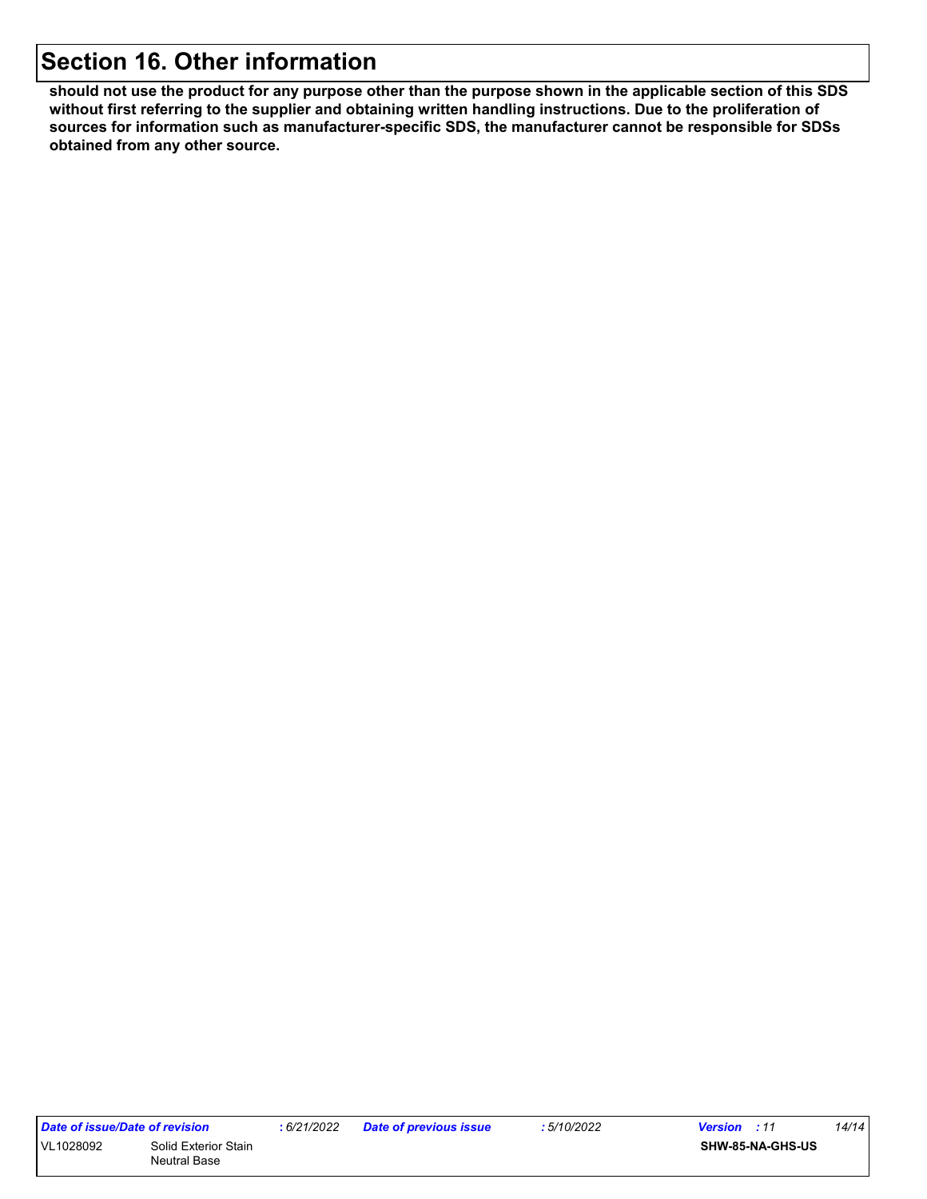## Section 16. Other information

**should not use the product for any purpose other than the purpose shown in the applicable section of this SDS without first referring to the supplier and obtaining written handling instructions. Due to the proliferation of sources for information such as manufacturer-specific SDS, the manufacturer cannot be responsible for SDSs obtained from any other source.**